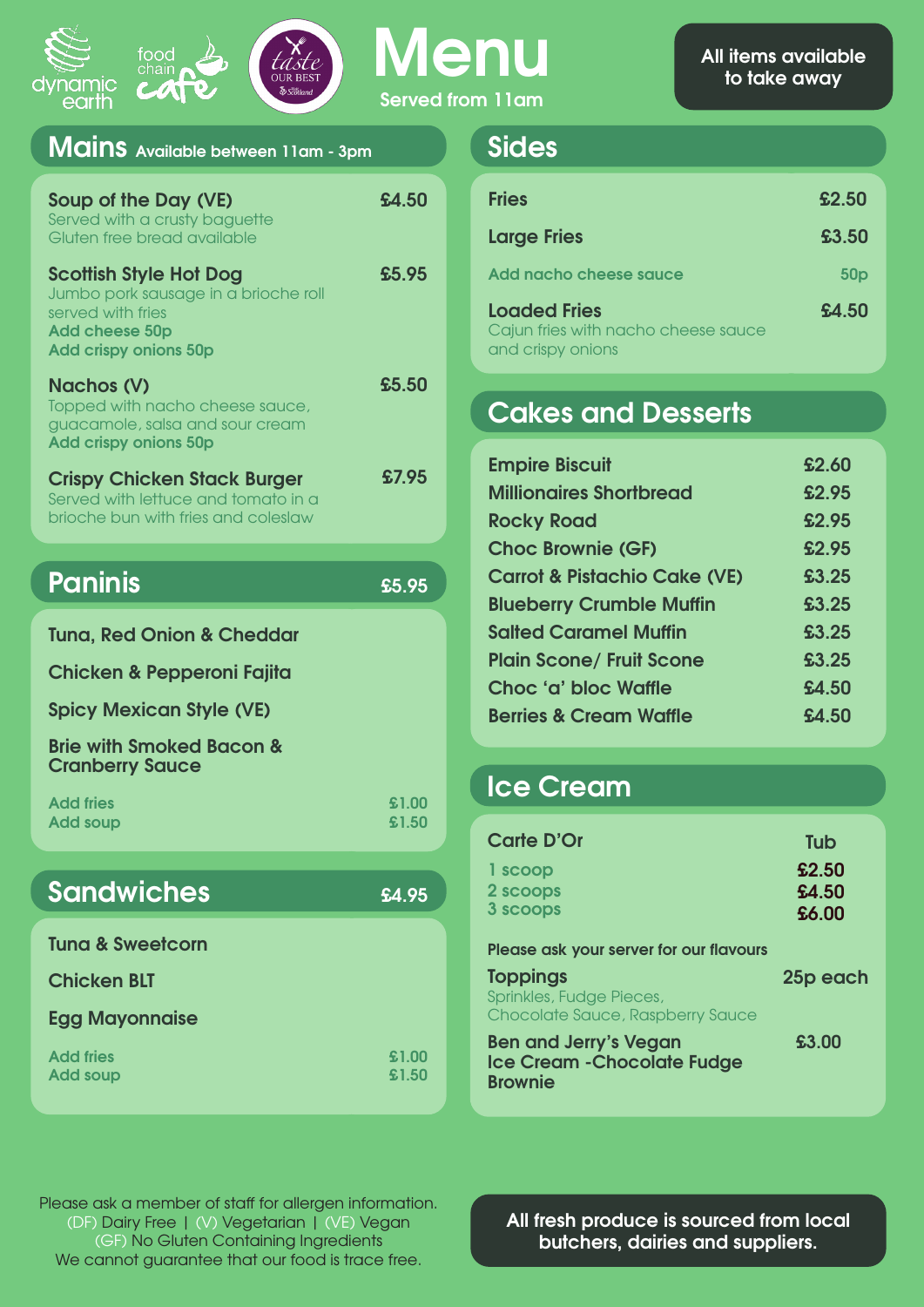dynamic earth | food chain cafe | taste OUR BEST

# Menu

Served from 11am

**All items available to take away**

## Mains — Available between 11am - 3pm

| Item | Price |
|---|---|
| **Soup of the Day (VE)**<br>Served with a crusty baguette<br>Gluten free bread available | £4.50 |
| **Scottish Style Hot Dog**<br>Jumbo pork sausage in a brioche roll served with fries<br>Add cheese 50p<br>Add crispy onions 50p | £5.95 |
| **Nachos (V)**<br>Topped with nacho cheese sauce, guacamole, salsa and sour cream<br>Add crispy onions 50p | £5.50 |
| **Crispy Chicken Stack Burger**<br>Served with lettuce and tomato in a brioche bun with fries and coleslaw | £7.95 |

## Paninis — £5.95

- Tuna, Red Onion & Cheddar
- Chicken & Pepperoni Fajita
- Spicy Mexican Style (VE)
- Brie with Smoked Bacon & Cranberry Sauce

| | |
|---|---|
| Add fries | £1.00 |
| Add soup | £1.50 |

## Sandwiches — £4.95

- Tuna & Sweetcorn
- Chicken BLT
- Egg Mayonnaise

| | |
|---|---|
| Add fries | £1.00 |
| Add soup | £1.50 |

## Sides

| Item | Price |
|---|---|
| Fries | £2.50 |
| Large Fries | £3.50 |
| Add nacho cheese sauce | 50p |
| **Loaded Fries**<br>Cajun fries with nacho cheese sauce and crispy onions | £4.50 |

## Cakes and Desserts

| Item | Price |
|---|---|
| Empire Biscuit | £2.60 |
| Millionaires Shortbread | £2.95 |
| Rocky Road | £2.95 |
| Choc Brownie (GF) | £2.95 |
| Carrot & Pistachio Cake (VE) | £3.25 |
| Blueberry Crumble Muffin | £3.25 |
| Salted Caramel Muffin | £3.25 |
| Plain Scone/ Fruit Scone | £3.25 |
| Choc 'a' bloc Waffle | £4.50 |
| Berries & Cream Waffle | £4.50 |

## Ice Cream

| Carte D'Or | Tub |
|---|---|
| 1 scoop | £2.50 |
| 2 scoops | £4.50 |
| 3 scoops | £6.00 |

Please ask your server for our flavours

| | |
|---|---|
| **Toppings**<br>Sprinkles, Fudge Pieces, Chocolate Sauce, Raspberry Sauce | 25p each |
| **Ben and Jerry's Vegan Ice Cream -Chocolate Fudge Brownie** | £3.00 |

Please ask a member of staff for allergen information.
(DF) Dairy Free | (V) Vegetarian | (VE) Vegan
(GF) No Gluten Containing Ingredients
We cannot guarantee that our food is trace free.

**All fresh produce is sourced from local butchers, dairies and suppliers.**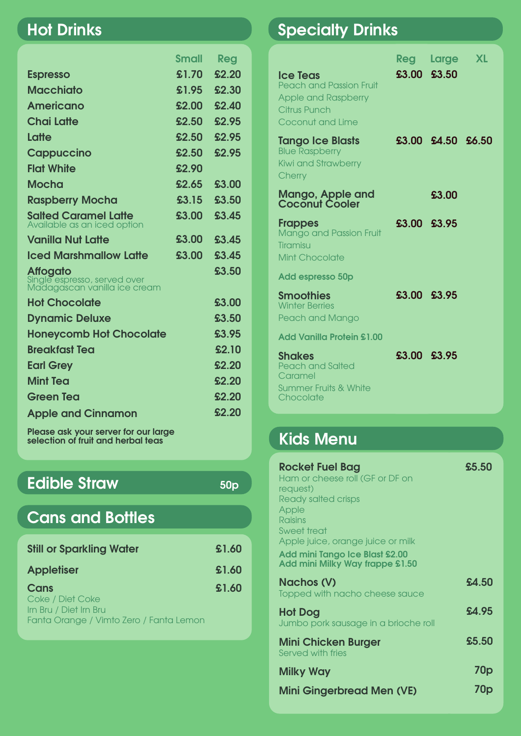## Hot Drinks

| | Small | Reg |
|---|---|---|
| Espresso | £1.70 | £2.20 |
| Macchiato | £1.95 | £2.30 |
| Americano | £2.00 | £2.40 |
| Chai Latte | £2.50 | £2.95 |
| Latte | £2.50 | £2.95 |
| Cappuccino | £2.50 | £2.95 |
| Flat White | £2.90 | |
| Mocha | £2.65 | £3.00 |
| Raspberry Mocha | £3.15 | £3.50 |
| Salted Caramel Latte<br>Available as an iced option | £3.00 | £3.45 |
| Vanilla Nut Latte | £3.00 | £3.45 |
| Iced Marshmallow Latte | £3.00 | £3.45 |
| Affogato<br>Single espresso, served over Madagascan vanilla ice cream | | £3.50 |
| Hot Chocolate | | £3.00 |
| Dynamic Deluxe | | £3.50 |
| Honeycomb Hot Chocolate | | £3.95 |
| Breakfast Tea | | £2.10 |
| Earl Grey | | £2.20 |
| Mint Tea | | £2.20 |
| Green Tea | | £2.20 |
| Apple and Cinnamon | | £2.20 |

**Please ask your server for our large selection of fruit and herbal teas**

## Edible Straw — 50p

## Cans and Bottles

| | |
|---|---|
| Still or Sparkling Water | £1.60 |
| Appletiser | £1.60 |
| Cans<br>Coke / Diet Coke<br>Irn Bru / Diet Irn Bru<br>Fanta Orange / Vimto Zero / Fanta Lemon | £1.60 |

## Specialty Drinks

| | Reg | Large | XL |
|---|---|---|---|
| Ice Teas<br>Peach and Passion Fruit<br>Apple and Raspberry<br>Citrus Punch<br>Coconut and Lime | £3.00 | £3.50 | |
| Tango Ice Blasts<br>Blue Raspberry<br>Kiwi and Strawberry<br>Cherry | £3.00 | £4.50 | £6.50 |
| Mango, Apple and Coconut Cooler | | £3.00 | |
| Frappes<br>Mango and Passion Fruit<br>Tiramisu<br>Mint Chocolate | £3.00 | £3.95 | |
| Add espresso 50p | | | |
| Smoothies<br>Winter Berries<br>Peach and Mango | £3.00 | £3.95 | |
| Add Vanilla Protein £1.00 | | | |
| Shakes<br>Peach and Salted Caramel<br>Summer Fruits & White Chocolate | £3.00 | £3.95 | |

## Kids Menu

**Rocket Fuel Bag** — £5.50
Ham or cheese roll (GF or DF on request)
Ready salted crisps
Apple
Raisins
Sweet treat
Apple juice, orange juice or milk
**Add mini Tango Ice Blast £2.00**
**Add mini Milky Way frappe £1.50**

**Nachos (V)** — £4.50
Topped with nacho cheese sauce

**Hot Dog** — £4.95
Jumbo pork sausage in a brioche roll

**Mini Chicken Burger** — £5.50
Served with fries

**Milky Way** — 70p

**Mini Gingerbread Men (VE)** — 70p